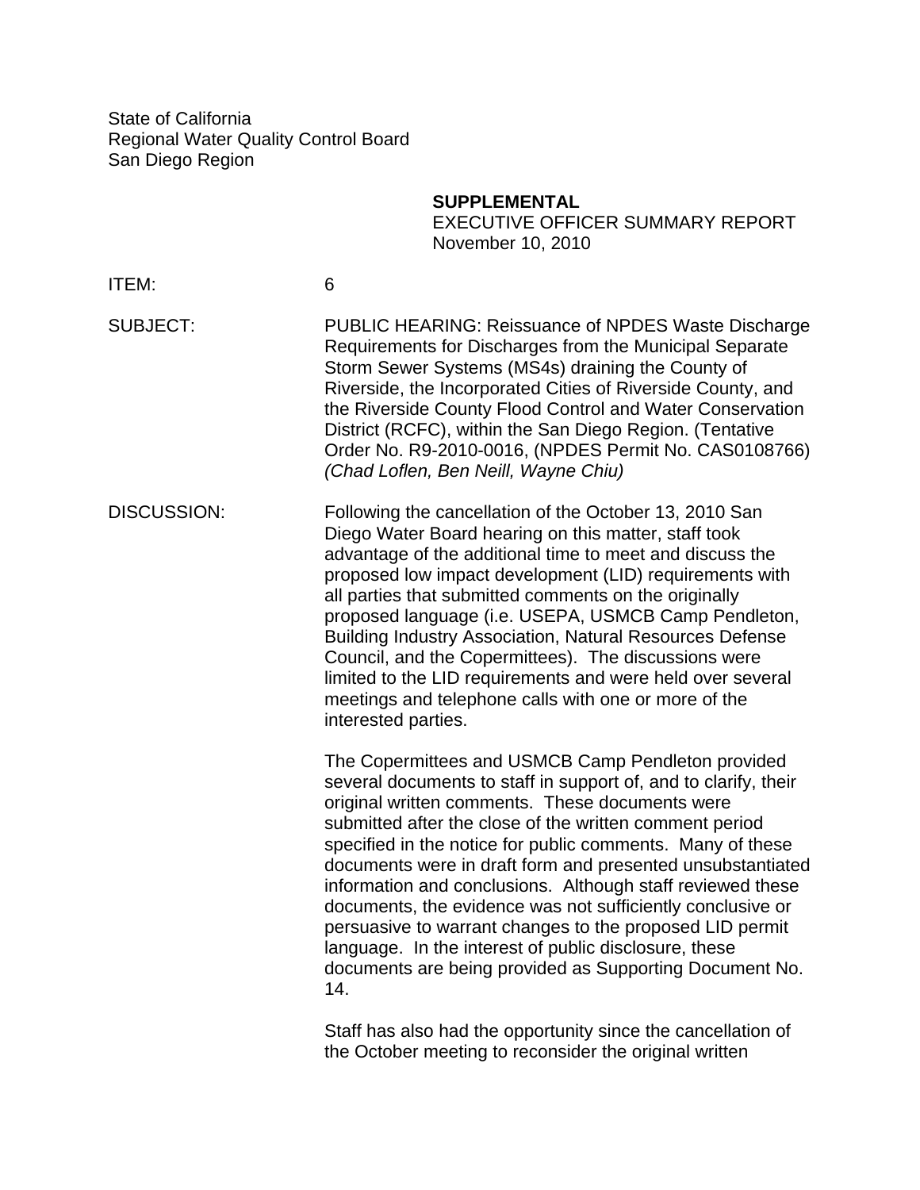State of California
Regional Water Quality Control Board
San Diego Region

**SUPPLEMENTAL**
EXECUTIVE OFFICER SUMMARY REPORT
November 10, 2010

ITEM: 6

SUBJECT: PUBLIC HEARING: Reissuance of NPDES Waste Discharge Requirements for Discharges from the Municipal Separate Storm Sewer Systems (MS4s) draining the County of Riverside, the Incorporated Cities of Riverside County, and the Riverside County Flood Control and Water Conservation District (RCFC), within the San Diego Region. (Tentative Order No. R9-2010-0016, (NPDES Permit No. CAS0108766) *(Chad Loflen, Ben Neill, Wayne Chiu)*

DISCUSSION: Following the cancellation of the October 13, 2010 San Diego Water Board hearing on this matter, staff took advantage of the additional time to meet and discuss the proposed low impact development (LID) requirements with all parties that submitted comments on the originally proposed language (i.e. USEPA, USMCB Camp Pendleton, Building Industry Association, Natural Resources Defense Council, and the Copermittees). The discussions were limited to the LID requirements and were held over several meetings and telephone calls with one or more of the interested parties.

The Copermittees and USMCB Camp Pendleton provided several documents to staff in support of, and to clarify, their original written comments. These documents were submitted after the close of the written comment period specified in the notice for public comments. Many of these documents were in draft form and presented unsubstantiated information and conclusions. Although staff reviewed these documents, the evidence was not sufficiently conclusive or persuasive to warrant changes to the proposed LID permit language. In the interest of public disclosure, these documents are being provided as Supporting Document No. 14.

Staff has also had the opportunity since the cancellation of the October meeting to reconsider the original written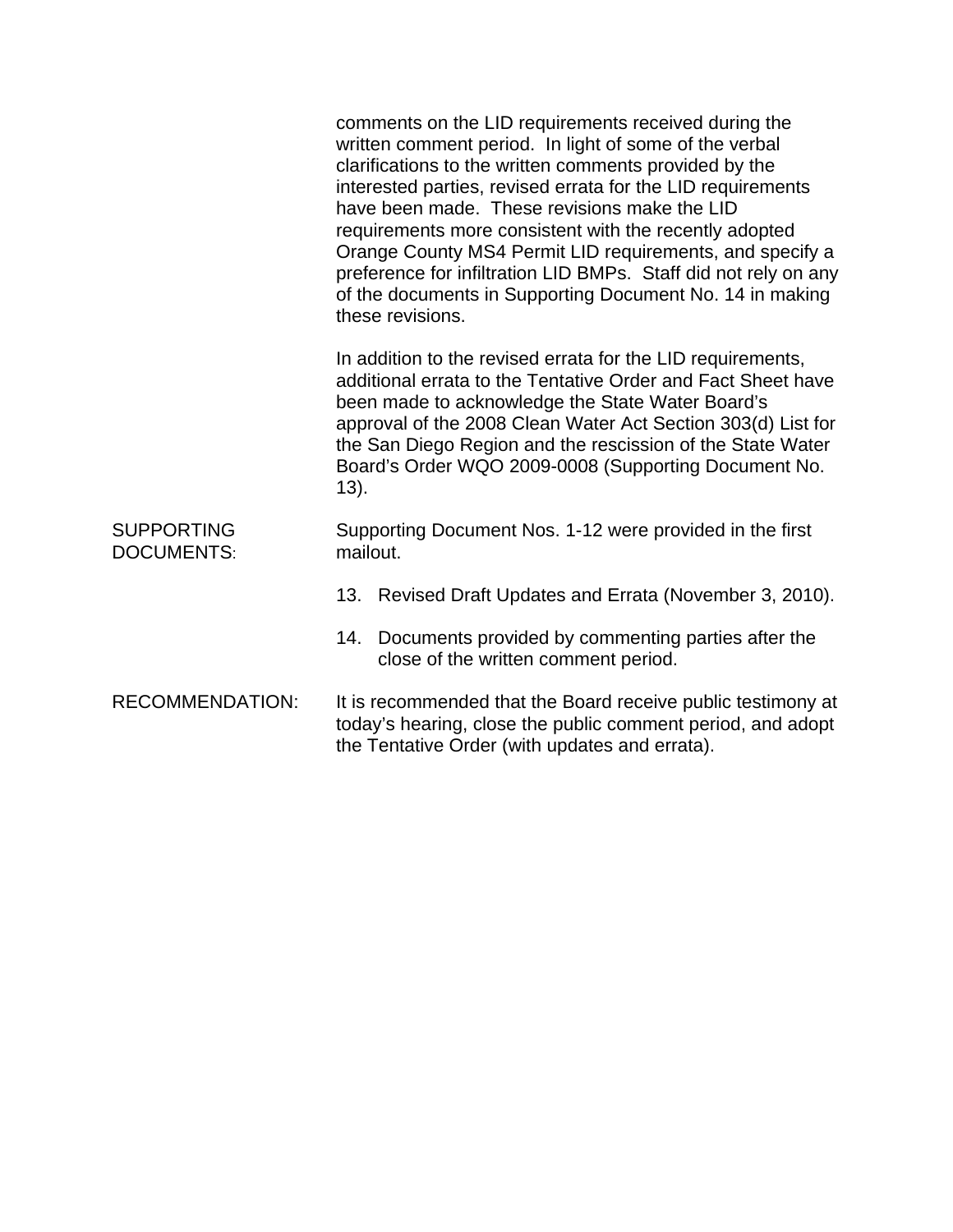comments on the LID requirements received during the written comment period. In light of some of the verbal clarifications to the written comments provided by the interested parties, revised errata for the LID requirements have been made. These revisions make the LID requirements more consistent with the recently adopted Orange County MS4 Permit LID requirements, and specify a preference for infiltration LID BMPs. Staff did not rely on any of the documents in Supporting Document No. 14 in making these revisions.

In addition to the revised errata for the LID requirements, additional errata to the Tentative Order and Fact Sheet have been made to acknowledge the State Water Board's approval of the 2008 Clean Water Act Section 303(d) List for the San Diego Region and the rescission of the State Water Board's Order WQO 2009-0008 (Supporting Document No. 13).

SUPPORTING DOCUMENTS: Supporting Document Nos. 1-12 were provided in the first mailout.

13. Revised Draft Updates and Errata (November 3, 2010).

14. Documents provided by commenting parties after the close of the written comment period.

RECOMMENDATION: It is recommended that the Board receive public testimony at today's hearing, close the public comment period, and adopt the Tentative Order (with updates and errata).